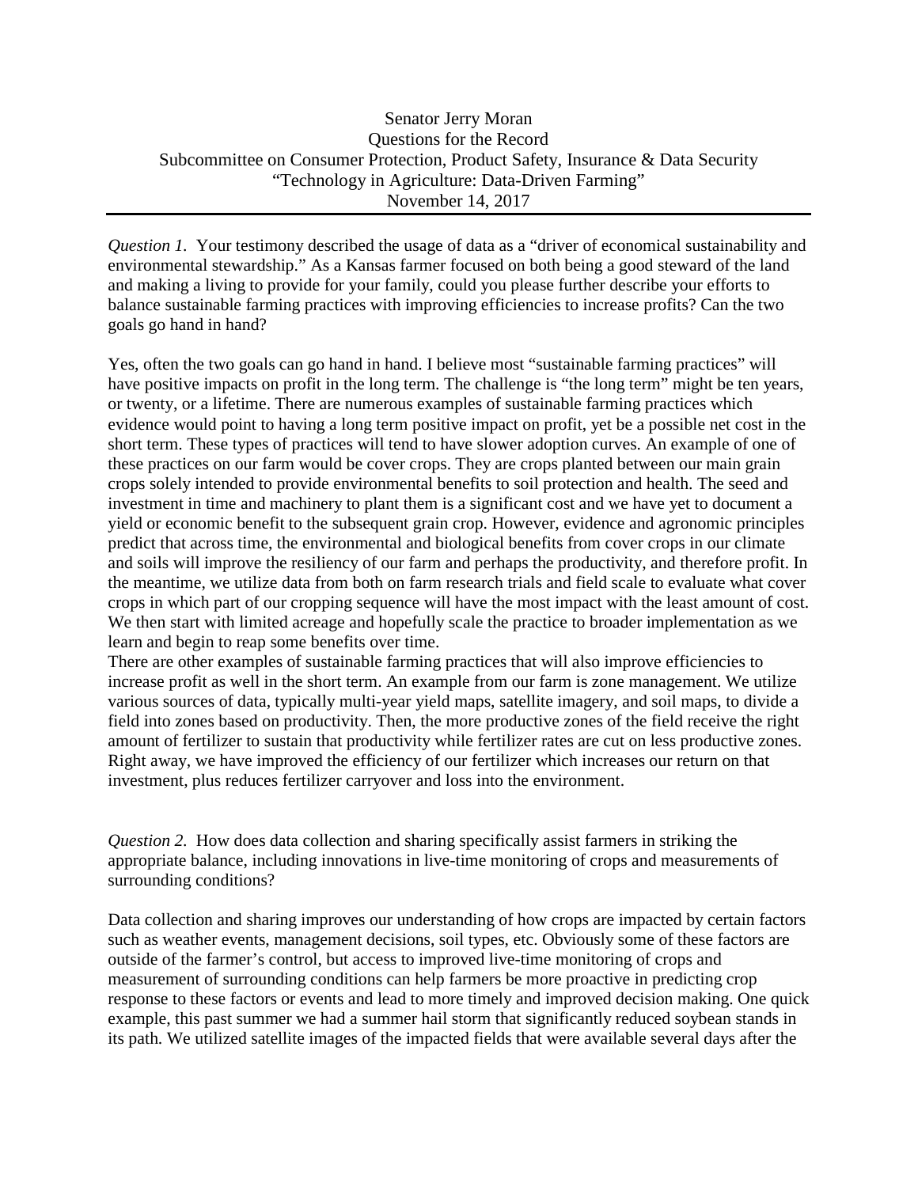Senator Jerry Moran
Questions for the Record
Subcommittee on Consumer Protection, Product Safety, Insurance & Data Security
"Technology in Agriculture: Data-Driven Farming"
November 14, 2017

---

*Question 1.* Your testimony described the usage of data as a "driver of economical sustainability and environmental stewardship." As a Kansas farmer focused on both being a good steward of the land and making a living to provide for your family, could you please further describe your efforts to balance sustainable farming practices with improving efficiencies to increase profits? Can the two goals go hand in hand?

Yes, often the two goals can go hand in hand. I believe most "sustainable farming practices" will have positive impacts on profit in the long term. The challenge is "the long term" might be ten years, or twenty, or a lifetime. There are numerous examples of sustainable farming practices which evidence would point to having a long term positive impact on profit, yet be a possible net cost in the short term. These types of practices will tend to have slower adoption curves. An example of one of these practices on our farm would be cover crops. They are crops planted between our main grain crops solely intended to provide environmental benefits to soil protection and health. The seed and investment in time and machinery to plant them is a significant cost and we have yet to document a yield or economic benefit to the subsequent grain crop. However, evidence and agronomic principles predict that across time, the environmental and biological benefits from cover crops in our climate and soils will improve the resiliency of our farm and perhaps the productivity, and therefore profit. In the meantime, we utilize data from both on farm research trials and field scale to evaluate what cover crops in which part of our cropping sequence will have the most impact with the least amount of cost. We then start with limited acreage and hopefully scale the practice to broader implementation as we learn and begin to reap some benefits over time.

There are other examples of sustainable farming practices that will also improve efficiencies to increase profit as well in the short term. An example from our farm is zone management. We utilize various sources of data, typically multi-year yield maps, satellite imagery, and soil maps, to divide a field into zones based on productivity. Then, the more productive zones of the field receive the right amount of fertilizer to sustain that productivity while fertilizer rates are cut on less productive zones. Right away, we have improved the efficiency of our fertilizer which increases our return on that investment, plus reduces fertilizer carryover and loss into the environment.

*Question 2.* How does data collection and sharing specifically assist farmers in striking the appropriate balance, including innovations in live-time monitoring of crops and measurements of surrounding conditions?

Data collection and sharing improves our understanding of how crops are impacted by certain factors such as weather events, management decisions, soil types, etc. Obviously some of these factors are outside of the farmer's control, but access to improved live-time monitoring of crops and measurement of surrounding conditions can help farmers be more proactive in predicting crop response to these factors or events and lead to more timely and improved decision making. One quick example, this past summer we had a summer hail storm that significantly reduced soybean stands in its path. We utilized satellite images of the impacted fields that were available several days after the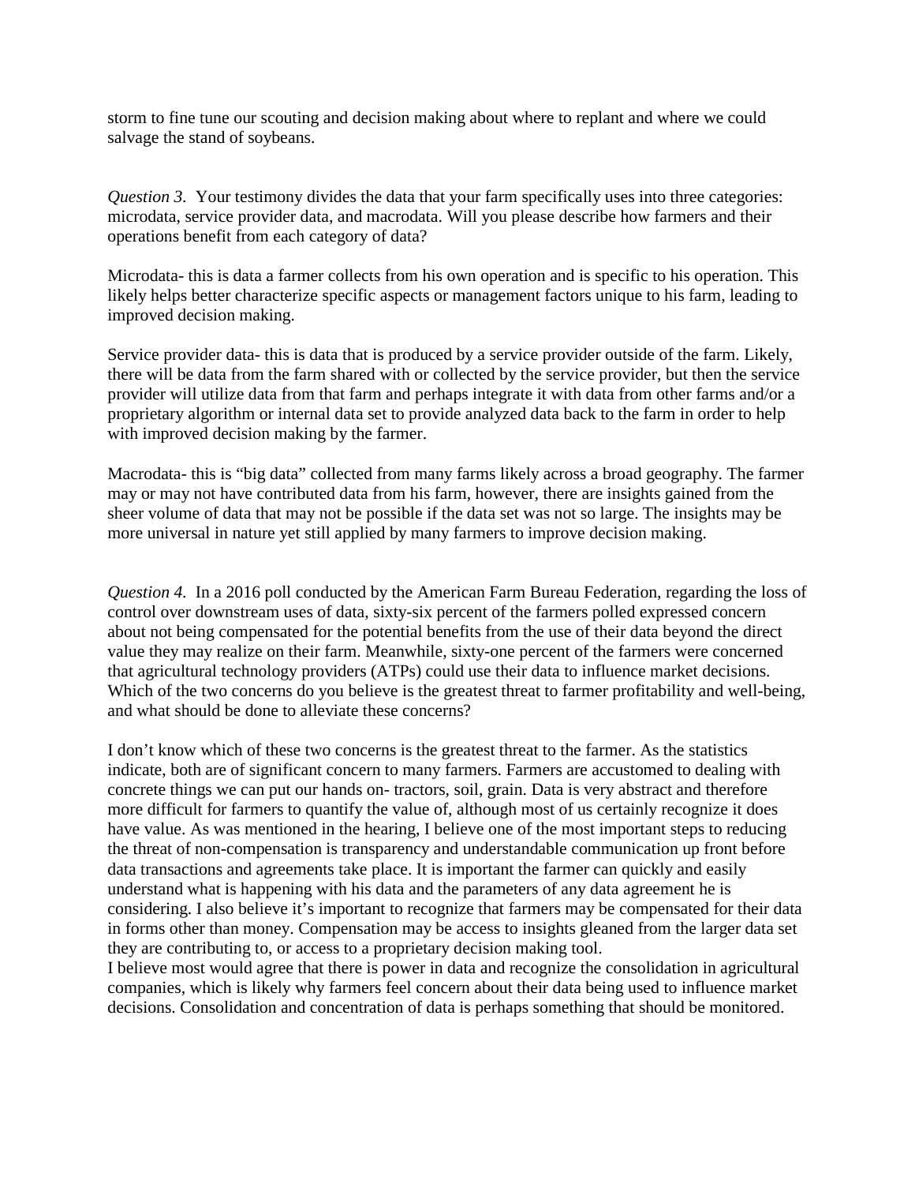storm to fine tune our scouting and decision making about where to replant and where we could salvage the stand of soybeans.

*Question 3.* Your testimony divides the data that your farm specifically uses into three categories: microdata, service provider data, and macrodata. Will you please describe how farmers and their operations benefit from each category of data?

Microdata- this is data a farmer collects from his own operation and is specific to his operation. This likely helps better characterize specific aspects or management factors unique to his farm, leading to improved decision making.

Service provider data- this is data that is produced by a service provider outside of the farm. Likely, there will be data from the farm shared with or collected by the service provider, but then the service provider will utilize data from that farm and perhaps integrate it with data from other farms and/or a proprietary algorithm or internal data set to provide analyzed data back to the farm in order to help with improved decision making by the farmer.

Macrodata- this is "big data" collected from many farms likely across a broad geography. The farmer may or may not have contributed data from his farm, however, there are insights gained from the sheer volume of data that may not be possible if the data set was not so large. The insights may be more universal in nature yet still applied by many farmers to improve decision making.

*Question 4.* In a 2016 poll conducted by the American Farm Bureau Federation, regarding the loss of control over downstream uses of data, sixty-six percent of the farmers polled expressed concern about not being compensated for the potential benefits from the use of their data beyond the direct value they may realize on their farm. Meanwhile, sixty-one percent of the farmers were concerned that agricultural technology providers (ATPs) could use their data to influence market decisions. Which of the two concerns do you believe is the greatest threat to farmer profitability and well-being, and what should be done to alleviate these concerns?

I don't know which of these two concerns is the greatest threat to the farmer. As the statistics indicate, both are of significant concern to many farmers. Farmers are accustomed to dealing with concrete things we can put our hands on- tractors, soil, grain. Data is very abstract and therefore more difficult for farmers to quantify the value of, although most of us certainly recognize it does have value. As was mentioned in the hearing, I believe one of the most important steps to reducing the threat of non-compensation is transparency and understandable communication up front before data transactions and agreements take place. It is important the farmer can quickly and easily understand what is happening with his data and the parameters of any data agreement he is considering. I also believe it's important to recognize that farmers may be compensated for their data in forms other than money. Compensation may be access to insights gleaned from the larger data set they are contributing to, or access to a proprietary decision making tool.

I believe most would agree that there is power in data and recognize the consolidation in agricultural companies, which is likely why farmers feel concern about their data being used to influence market decisions. Consolidation and concentration of data is perhaps something that should be monitored.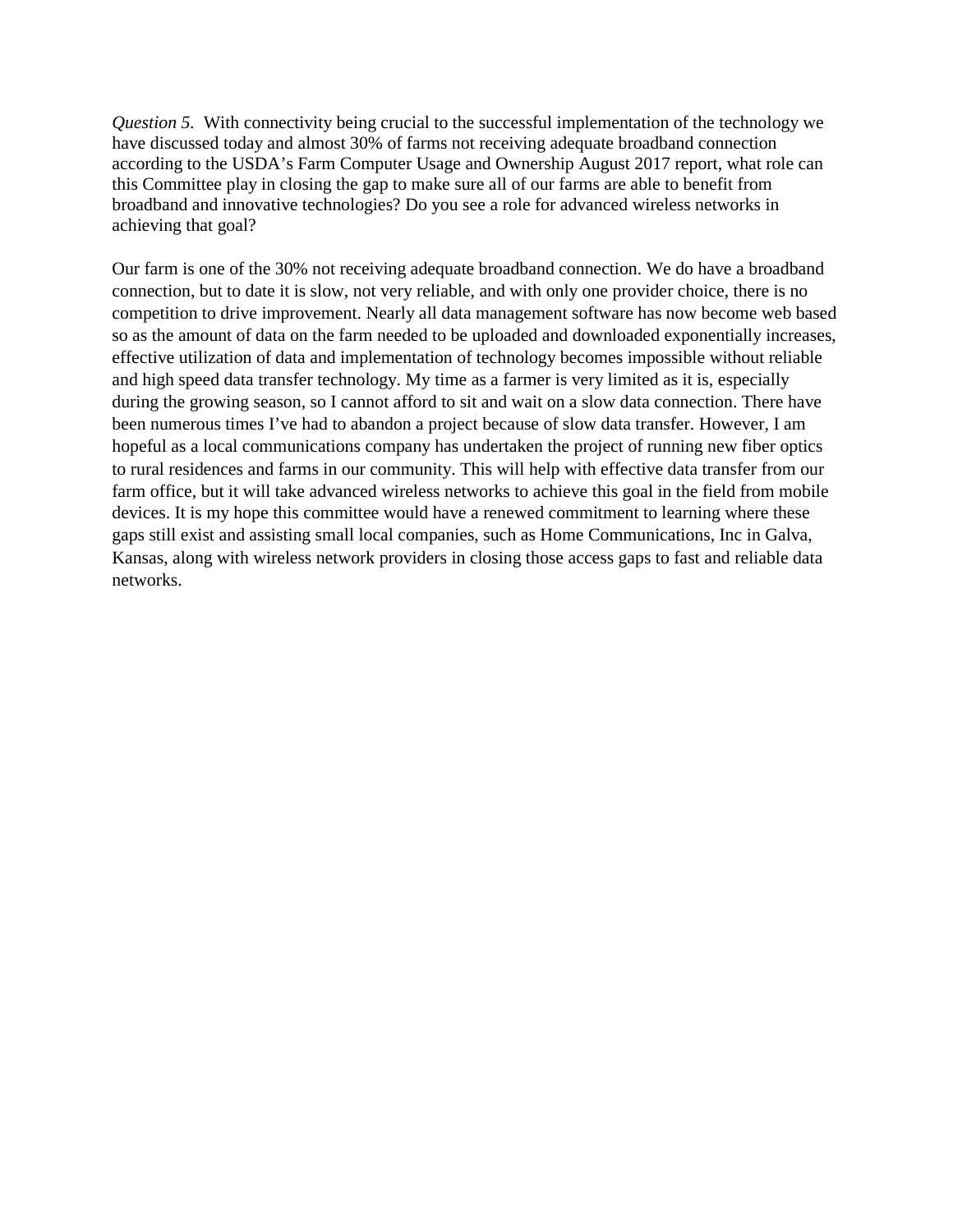*Question 5.* With connectivity being crucial to the successful implementation of the technology we have discussed today and almost 30% of farms not receiving adequate broadband connection according to the USDA's Farm Computer Usage and Ownership August 2017 report, what role can this Committee play in closing the gap to make sure all of our farms are able to benefit from broadband and innovative technologies? Do you see a role for advanced wireless networks in achieving that goal?

Our farm is one of the 30% not receiving adequate broadband connection. We do have a broadband connection, but to date it is slow, not very reliable, and with only one provider choice, there is no competition to drive improvement. Nearly all data management software has now become web based so as the amount of data on the farm needed to be uploaded and downloaded exponentially increases, effective utilization of data and implementation of technology becomes impossible without reliable and high speed data transfer technology. My time as a farmer is very limited as it is, especially during the growing season, so I cannot afford to sit and wait on a slow data connection. There have been numerous times I've had to abandon a project because of slow data transfer. However, I am hopeful as a local communications company has undertaken the project of running new fiber optics to rural residences and farms in our community. This will help with effective data transfer from our farm office, but it will take advanced wireless networks to achieve this goal in the field from mobile devices. It is my hope this committee would have a renewed commitment to learning where these gaps still exist and assisting small local companies, such as Home Communications, Inc in Galva, Kansas, along with wireless network providers in closing those access gaps to fast and reliable data networks.